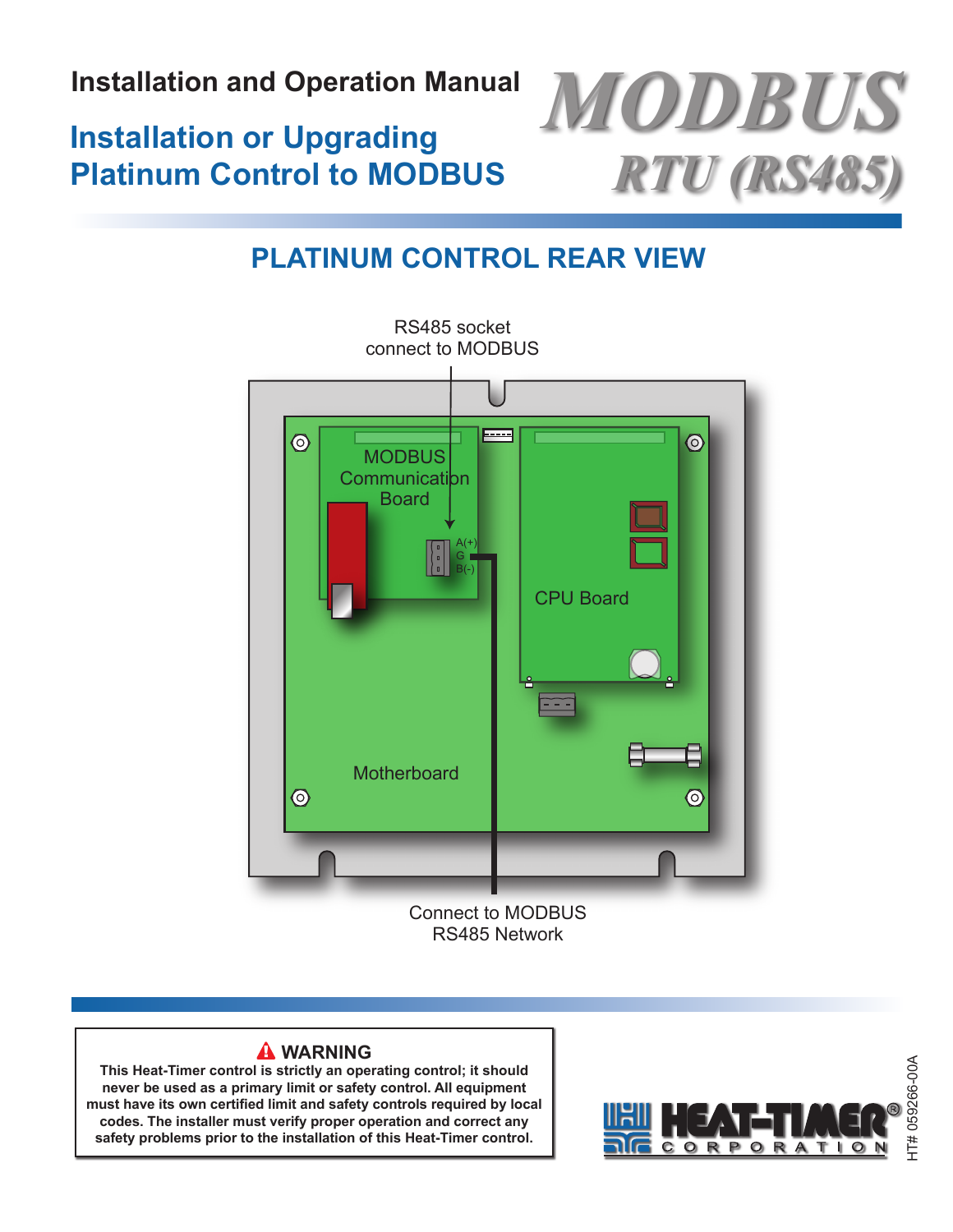Installation and Operation Manual

# Installation or Upgrading Platinum Control to MODBUS

# MODBUS RTU (RS485)

## PLATINUM CONTROL REAR VIEW

RS485 socket
connect to MODBUS

MODBUS Communication Board

A(+)
G
B(-)

CPU Board

Motherboard

Connect to MODBUS
RS485 Network

**⚠ WARNING**

**This Heat-Timer control is strictly an operating control; it should never be used as a primary limit or safety control. All equipment must have its own certified limit and safety controls required by local codes. The installer must verify proper operation and correct any safety problems prior to the installation of this Heat-Timer control.**

HEAT-TIMER® CORPORATION

HT# 059266-00A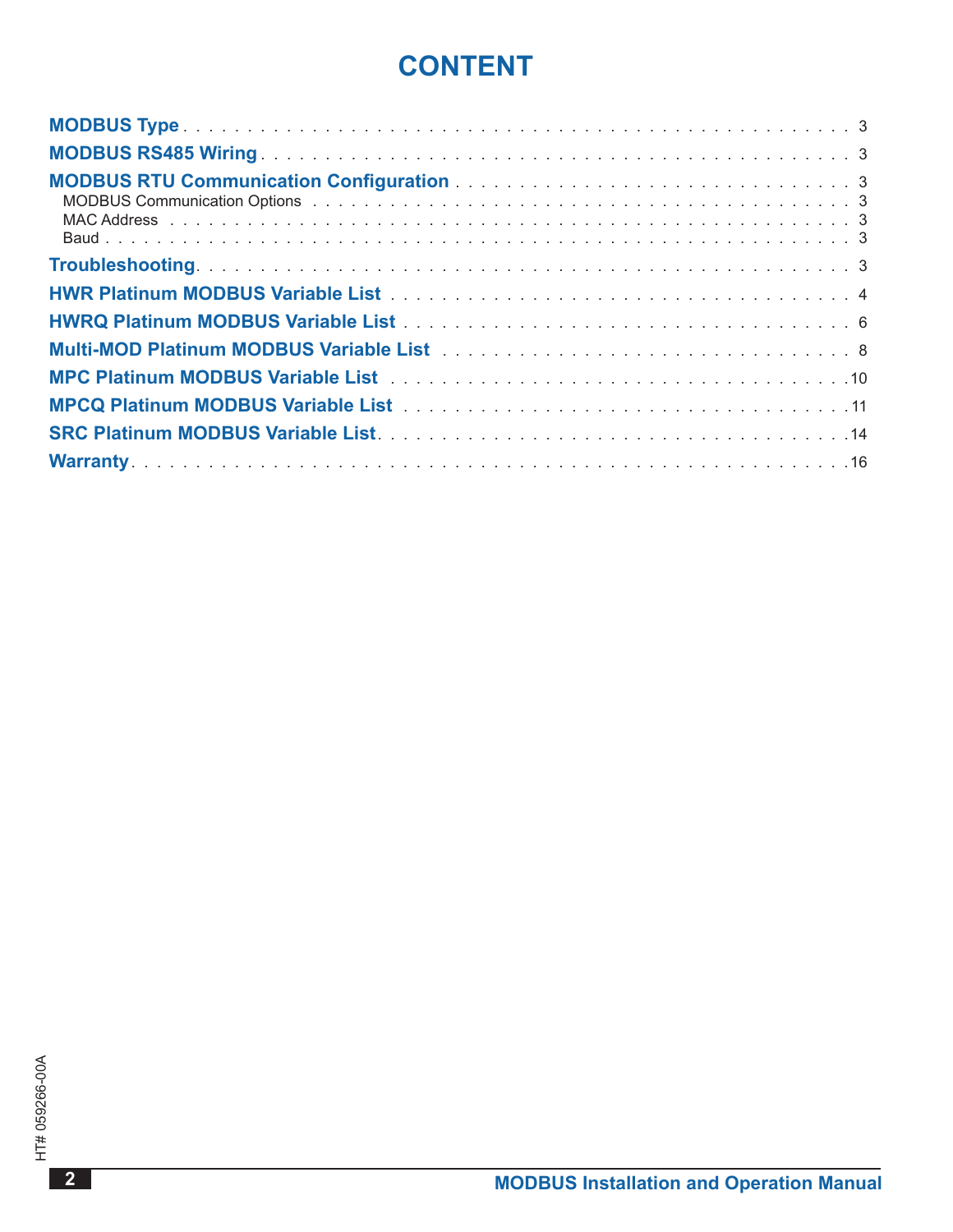# CONTENT

**MODBUS Type** . . . . . . . . . . . . . . . . . . . . . . . . . . . . . . . . . . . . . . . . . . 3

**MODBUS RS485 Wiring** . . . . . . . . . . . . . . . . . . . . . . . . . . . . . . . . . . . . . 3

**MODBUS RTU Communication Configuration** . . . . . . . . . . . . . . . . . . . . . . . 3

- MODBUS Communication Options . . . . . . . . . . . . . . . . . . . . . . . . . . . . . 3
- MAC Address . . . . . . . . . . . . . . . . . . . . . . . . . . . . . . . . . . . . . . . . . 3
- Baud . . . . . . . . . . . . . . . . . . . . . . . . . . . . . . . . . . . . . . . . . . . . . 3

**Troubleshooting** . . . . . . . . . . . . . . . . . . . . . . . . . . . . . . . . . . . . . . . . . 3

**HWR Platinum MODBUS Variable List** . . . . . . . . . . . . . . . . . . . . . . . . . . . 4

**HWRQ Platinum MODBUS Variable List** . . . . . . . . . . . . . . . . . . . . . . . . . . 6

**Multi-MOD Platinum MODBUS Variable List** . . . . . . . . . . . . . . . . . . . . . . . 8

**MPC Platinum MODBUS Variable List** . . . . . . . . . . . . . . . . . . . . . . . . . . . 10

**MPCQ Platinum MODBUS Variable List** . . . . . . . . . . . . . . . . . . . . . . . . . . 11

**SRC Platinum MODBUS Variable List** . . . . . . . . . . . . . . . . . . . . . . . . . . . 14

**Warranty** . . . . . . . . . . . . . . . . . . . . . . . . . . . . . . . . . . . . . . . . . . . . . 16

HT# 059266-00A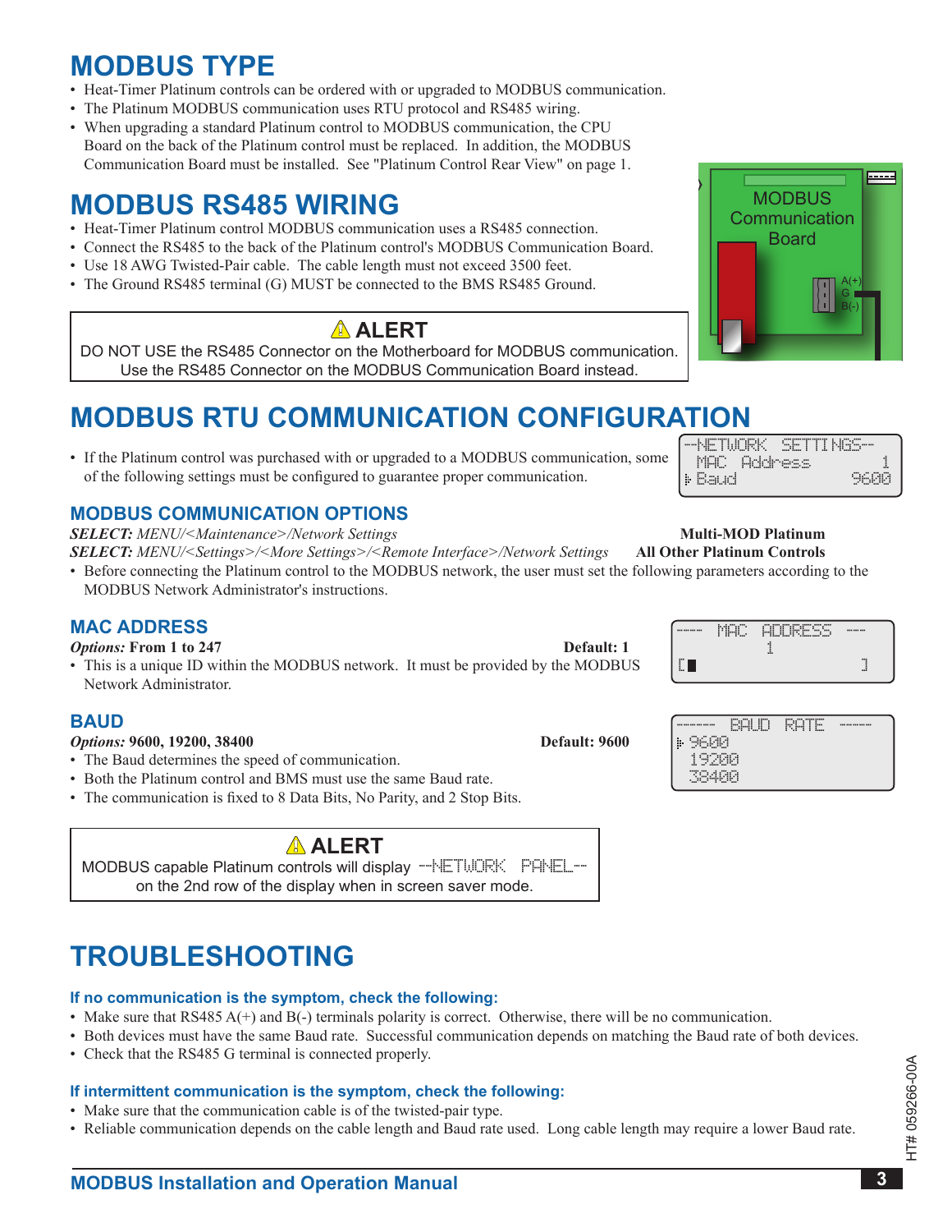# MODBUS TYPE

- Heat-Timer Platinum controls can be ordered with or upgraded to MODBUS communication.
- The Platinum MODBUS communication uses RTU protocol and RS485 wiring.
- When upgrading a standard Platinum control to MODBUS communication, the CPU Board on the back of the Platinum control must be replaced. In addition, the MODBUS Communication Board must be installed. See "Platinum Control Rear View" on page 1.

# MODBUS RS485 WIRING

- Heat-Timer Platinum control MODBUS communication uses a RS485 connection.
- Connect the RS485 to the back of the Platinum control's MODBUS Communication Board.
- Use 18 AWG Twisted-Pair cable. The cable length must not exceed 3500 feet.
- The Ground RS485 terminal (G) MUST be connected to the BMS RS485 Ground.

MODBUS Communication Board

A(+)
G
B(-)

> ⚠ **ALERT**
>
> DO NOT USE the RS485 Connector on the Motherboard for MODBUS communication. Use the RS485 Connector on the MODBUS Communication Board instead.

# MODBUS RTU COMMUNICATION CONFIGURATION

- If the Platinum control was purchased with or upgraded to a MODBUS communication, some of the following settings must be configured to guarantee proper communication.

```
--NETWORK SETTINGS--
 MAC Address       1
▸Baud           9600
```

## MODBUS COMMUNICATION OPTIONS

***SELECT:*** *MENU/<Maintenance>/Network Settings* — **Multi-MOD Platinum**

***SELECT:*** *MENU/<Settings>/<More Settings>/<Remote Interface>/Network Settings* — **All Other Platinum Controls**

- Before connecting the Platinum control to the MODBUS network, the user must set the following parameters according to the MODBUS Network Administrator's instructions.

## MAC ADDRESS

***Options:*** **From 1 to 247** — **Default: 1**

- This is a unique ID within the MODBUS network. It must be provided by the MODBUS Network Administrator.

```
---- MAC ADDRESS ---
         1
[█                 ]
```

## BAUD

***Options:*** **9600, 19200, 38400** — **Default: 9600**

- The Baud determines the speed of communication.
- Both the Platinum control and BMS must use the same Baud rate.
- The communication is fixed to 8 Data Bits, No Parity, and 2 Stop Bits.

```
------ BAUD RATE ------
▸9600
 19200
 38400
```

> ⚠ **ALERT**
>
> MODBUS capable Platinum controls will display --NETWORK PANEL-- on the 2nd row of the display when in screen saver mode.

# TROUBLESHOOTING

### If no communication is the symptom, check the following:

- Make sure that RS485 A(+) and B(-) terminals polarity is correct. Otherwise, there will be no communication.
- Both devices must have the same Baud rate. Successful communication depends on matching the Baud rate of both devices.
- Check that the RS485 G terminal is connected properly.

### If intermittent communication is the symptom, check the following:

- Make sure that the communication cable is of the twisted-pair type.
- Reliable communication depends on the cable length and Baud rate used. Long cable length may require a lower Baud rate.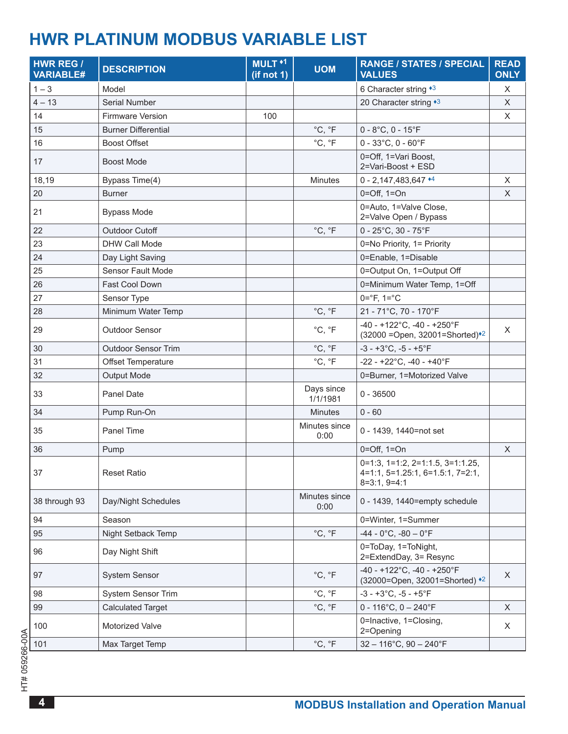# HWR PLATINUM MODBUS VARIABLE LIST

| HWR REG / VARIABLE# | DESCRIPTION | MULT ♦1 (if not 1) | UOM | RANGE / STATES / SPECIAL VALUES | READ ONLY |
|---|---|---|---|---|---|
| 1 – 3 | Model | | | 6 Character string ♦3 | X |
| 4 – 13 | Serial Number | | | 20 Character string ♦3 | X |
| 14 | Firmware Version | 100 | | | X |
| 15 | Burner Differential | | °C, °F | 0 - 8°C, 0 - 15°F | |
| 16 | Boost Offset | | °C, °F | 0 - 33°C, 0 - 60°F | |
| 17 | Boost Mode | | | 0=Off, 1=Vari Boost, 2=Vari-Boost + ESD | |
| 18,19 | Bypass Time(4) | | Minutes | 0 - 2,147,483,647 ♦4 | X |
| 20 | Burner | | | 0=Off, 1=On | X |
| 21 | Bypass Mode | | | 0=Auto, 1=Valve Close, 2=Valve Open / Bypass | |
| 22 | Outdoor Cutoff | | °C, °F | 0 - 25°C, 30 - 75°F | |
| 23 | DHW Call Mode | | | 0=No Priority, 1= Priority | |
| 24 | Day Light Saving | | | 0=Enable, 1=Disable | |
| 25 | Sensor Fault Mode | | | 0=Output On, 1=Output Off | |
| 26 | Fast Cool Down | | | 0=Minimum Water Temp, 1=Off | |
| 27 | Sensor Type | | | 0=°F, 1=°C | |
| 28 | Minimum Water Temp | | °C, °F | 21 - 71°C, 70 - 170°F | |
| 29 | Outdoor Sensor | | °C, °F | -40 - +122°C, -40 - +250°F (32000 =Open, 32001=Shorted)♦2 | X |
| 30 | Outdoor Sensor Trim | | °C, °F | -3 - +3°C, -5 - +5°F | |
| 31 | Offset Temperature | | °C, °F | -22 - +22°C, -40 - +40°F | |
| 32 | Output Mode | | | 0=Burner, 1=Motorized Valve | |
| 33 | Panel Date | | Days since 1/1/1981 | 0 - 36500 | |
| 34 | Pump Run-On | | Minutes | 0 - 60 | |
| 35 | Panel Time | | Minutes since 0:00 | 0 - 1439, 1440=not set | |
| 36 | Pump | | | 0=Off, 1=On | X |
| 37 | Reset Ratio | | | 0=1:3, 1=1:2, 2=1:1.5, 3=1:1.25, 4=1:1, 5=1.25:1, 6=1.5:1, 7=2:1, 8=3:1, 9=4:1 | |
| 38 through 93 | Day/Night Schedules | | Minutes since 0:00 | 0 - 1439, 1440=empty schedule | |
| 94 | Season | | | 0=Winter, 1=Summer | |
| 95 | Night Setback Temp | | °C, °F | -44 - 0°C, -80 – 0°F | |
| 96 | Day Night Shift | | | 0=ToDay, 1=ToNight, 2=ExtendDay, 3= Resync | |
| 97 | System Sensor | | °C, °F | -40 - +122°C, -40 - +250°F (32000=Open, 32001=Shorted) ♦2 | X |
| 98 | System Sensor Trim | | °C, °F | -3 - +3°C, -5 - +5°F | |
| 99 | Calculated Target | | °C, °F | 0 - 116°C, 0 – 240°F | X |
| 100 | Motorized Valve | | | 0=Inactive, 1=Closing, 2=Opening | X |
| 101 | Max Target Temp | | °C, °F | 32 – 116°C, 90 – 240°F | |

HT# 059266-00A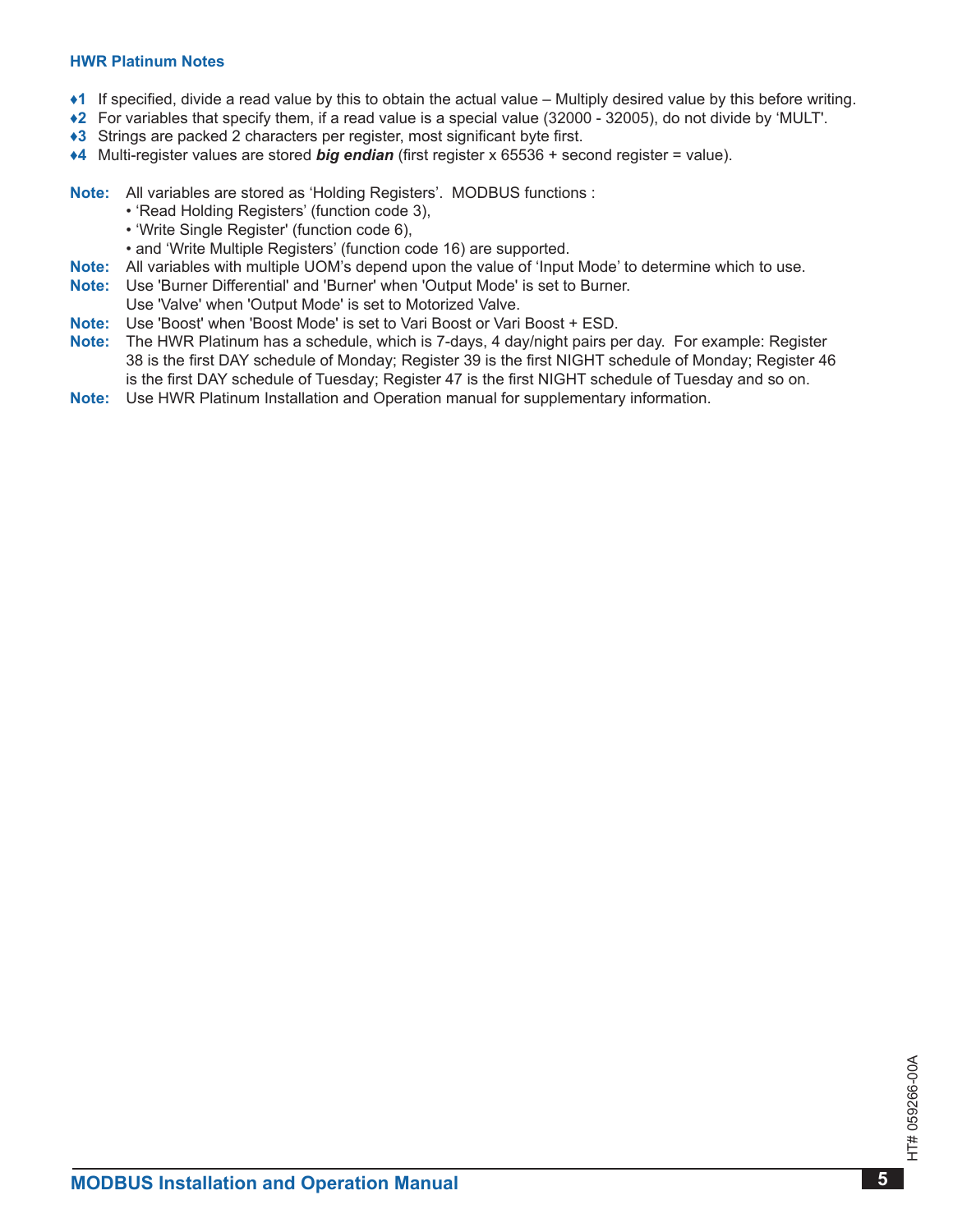### HWR Platinum Notes

♦**1** If specified, divide a read value by this to obtain the actual value – Multiply desired value by this before writing.
♦**2** For variables that specify them, if a read value is a special value (32000 - 32005), do not divide by 'MULT'.
♦**3** Strings are packed 2 characters per register, most significant byte first.
♦**4** Multi-register values are stored ***big endian*** (first register x 65536 + second register = value).

**Note:** All variables are stored as 'Holding Registers'. MODBUS functions :
- 'Read Holding Registers' (function code 3),
- 'Write Single Register' (function code 6),
- and 'Write Multiple Registers' (function code 16) are supported.

**Note:** All variables with multiple UOM's depend upon the value of 'Input Mode' to determine which to use.
**Note:** Use 'Burner Differential' and 'Burner' when 'Output Mode' is set to Burner.
Use 'Valve' when 'Output Mode' is set to Motorized Valve.
**Note:** Use 'Boost' when 'Boost Mode' is set to Vari Boost or Vari Boost + ESD.
**Note:** The HWR Platinum has a schedule, which is 7-days, 4 day/night pairs per day. For example: Register 38 is the first DAY schedule of Monday; Register 39 is the first NIGHT schedule of Monday; Register 46 is the first DAY schedule of Tuesday; Register 47 is the first NIGHT schedule of Tuesday and so on.
**Note:** Use HWR Platinum Installation and Operation manual for supplementary information.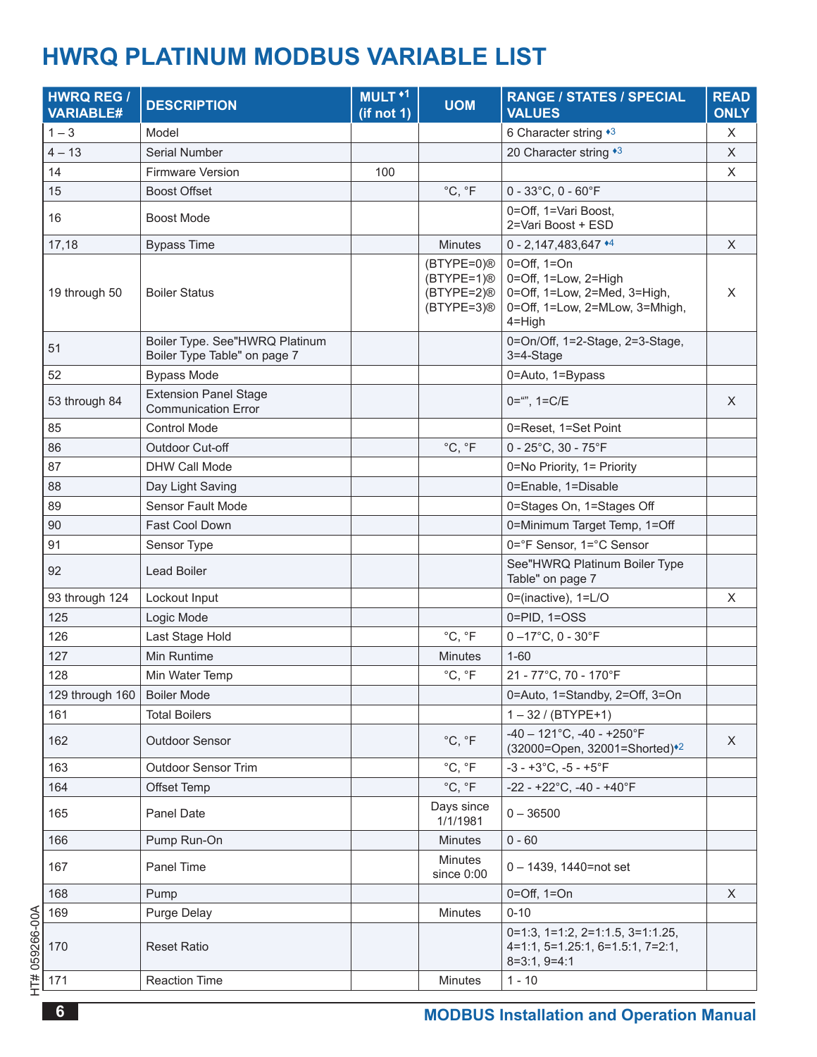# HWRQ PLATINUM MODBUS VARIABLE LIST

| HWRQ REG / VARIABLE# | DESCRIPTION | MULT ♦1 (if not 1) | UOM | RANGE / STATES / SPECIAL VALUES | READ ONLY |
|---|---|---|---|---|---|
| 1 – 3 | Model | | | 6 Character string ♦3 | X |
| 4 – 13 | Serial Number | | | 20 Character string ♦3 | X |
| 14 | Firmware Version | 100 | | | X |
| 15 | Boost Offset | | °C, °F | 0 - 33°C, 0 - 60°F | |
| 16 | Boost Mode | | | 0=Off, 1=Vari Boost, 2=Vari Boost + ESD | |
| 17,18 | Bypass Time | | Minutes | 0 - 2,147,483,647 ♦4 | X |
| 19 through 50 | Boiler Status | | (BTYPE=0)® (BTYPE=1)® (BTYPE=2)® (BTYPE=3)® | 0=Off, 1=On 0=Off, 1=Low, 2=High 0=Off, 1=Low, 2=Med, 3=High, 0=Off, 1=Low, 2=MLow, 3=Mhigh, 4=High | X |
| 51 | Boiler Type. See"HWRQ Platinum Boiler Type Table" on page 7 | | | 0=On/Off, 1=2-Stage, 2=3-Stage, 3=4-Stage | |
| 52 | Bypass Mode | | | 0=Auto, 1=Bypass | |
| 53 through 84 | Extension Panel Stage Communication Error | | | 0="", 1=C/E | X |
| 85 | Control Mode | | | 0=Reset, 1=Set Point | |
| 86 | Outdoor Cut-off | | °C, °F | 0 - 25°C, 30 - 75°F | |
| 87 | DHW Call Mode | | | 0=No Priority, 1= Priority | |
| 88 | Day Light Saving | | | 0=Enable, 1=Disable | |
| 89 | Sensor Fault Mode | | | 0=Stages On, 1=Stages Off | |
| 90 | Fast Cool Down | | | 0=Minimum Target Temp, 1=Off | |
| 91 | Sensor Type | | | 0=°F Sensor, 1=°C Sensor | |
| 92 | Lead Boiler | | | See"HWRQ Platinum Boiler Type Table" on page 7 | |
| 93 through 124 | Lockout Input | | | 0=(inactive), 1=L/O | X |
| 125 | Logic Mode | | | 0=PID, 1=OSS | |
| 126 | Last Stage Hold | | °C, °F | 0 –17°C, 0 - 30°F | |
| 127 | Min Runtime | | Minutes | 1-60 | |
| 128 | Min Water Temp | | °C, °F | 21 - 77°C, 70 - 170°F | |
| 129 through 160 | Boiler Mode | | | 0=Auto, 1=Standby, 2=Off, 3=On | |
| 161 | Total Boilers | | | 1 – 32 / (BTYPE+1) | |
| 162 | Outdoor Sensor | | °C, °F | -40 – 121°C, -40 - +250°F (32000=Open, 32001=Shorted)♦2 | X |
| 163 | Outdoor Sensor Trim | | °C, °F | -3 - +3°C, -5 - +5°F | |
| 164 | Offset Temp | | °C, °F | -22 - +22°C, -40 - +40°F | |
| 165 | Panel Date | | Days since 1/1/1981 | 0 – 36500 | |
| 166 | Pump Run-On | | Minutes | 0 - 60 | |
| 167 | Panel Time | | Minutes since 0:00 | 0 – 1439, 1440=not set | |
| 168 | Pump | | | 0=Off, 1=On | X |
| 169 | Purge Delay | | Minutes | 0-10 | |
| 170 | Reset Ratio | | | 0=1:3, 1=1:2, 2=1:1.5, 3=1:1.25, 4=1:1, 5=1.25:1, 6=1.5:1, 7=2:1, 8=3:1, 9=4:1 | |
| 171 | Reaction Time | | Minutes | 1 - 10 | |

HT# 059266-00A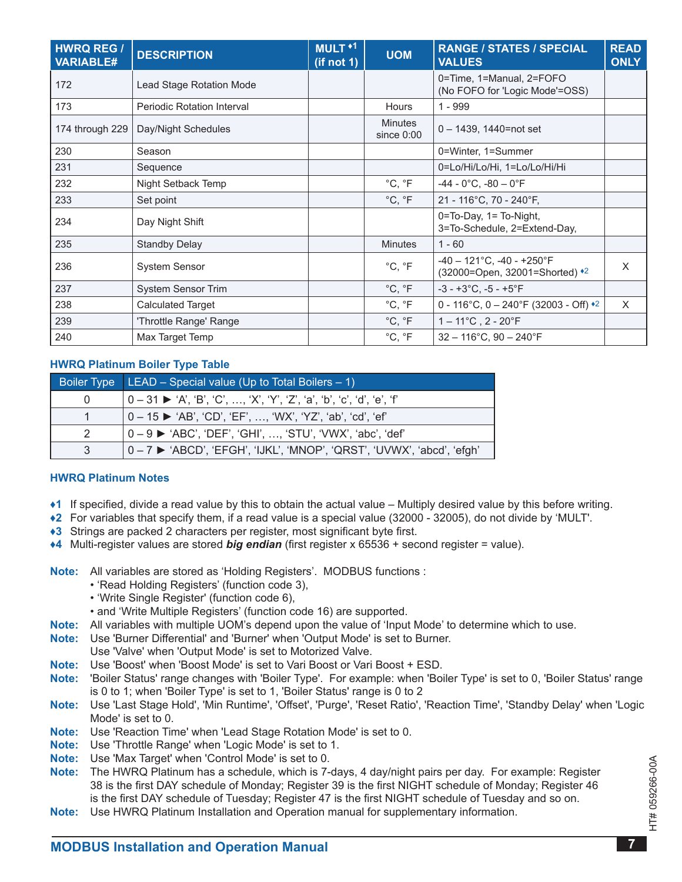| HWRQ REG / VARIABLE# | DESCRIPTION | MULT ♦1 (if not 1) | UOM | RANGE / STATES / SPECIAL VALUES | READ ONLY |
|---|---|---|---|---|---|
| 172 | Lead Stage Rotation Mode | | | 0=Time, 1=Manual, 2=FOFO (No FOFO for 'Logic Mode'=OSS) | |
| 173 | Periodic Rotation Interval | | Hours | 1 - 999 | |
| 174 through 229 | Day/Night Schedules | | Minutes since 0:00 | 0 – 1439, 1440=not set | |
| 230 | Season | | | 0=Winter, 1=Summer | |
| 231 | Sequence | | | 0=Lo/Hi/Lo/Hi, 1=Lo/Lo/Hi/Hi | |
| 232 | Night Setback Temp | | °C, °F | -44 - 0°C, -80 – 0°F | |
| 233 | Set point | | °C, °F | 21 - 116°C, 70 - 240°F, | |
| 234 | Day Night Shift | | | 0=To-Day, 1= To-Night, 3=To-Schedule, 2=Extend-Day, | |
| 235 | Standby Delay | | Minutes | 1 - 60 | |
| 236 | System Sensor | | °C, °F | -40 – 121°C, -40 - +250°F (32000=Open, 32001=Shorted) ♦2 | X |
| 237 | System Sensor Trim | | °C, °F | -3 - +3°C, -5 - +5°F | |
| 238 | Calculated Target | | °C, °F | 0 - 116°C, 0 – 240°F (32003 - Off) ♦2 | X |
| 239 | 'Throttle Range' Range | | °C, °F | 1 – 11°C , 2 - 20°F | |
| 240 | Max Target Temp | | °C, °F | 32 – 116°C, 90 – 240°F | |

### HWRQ Platinum Boiler Type Table

| Boiler Type | LEAD – Special value (Up to Total Boilers – 1) |
|---|---|
| 0 | 0 – 31 ► 'A', 'B', 'C', …, 'X', 'Y', 'Z', 'a', 'b', 'c', 'd', 'e', 'f' |
| 1 | 0 – 15 ► 'AB', 'CD', 'EF', …, 'WX', 'YZ', 'ab', 'cd', 'ef' |
| 2 | 0 – 9 ► 'ABC', 'DEF', 'GHI', …, 'STU', 'VWX', 'abc', 'def' |
| 3 | 0 – 7 ► 'ABCD', 'EFGH', 'IJKL', 'MNOP', 'QRST', 'UVWX', 'abcd', 'efgh' |

### HWRQ Platinum Notes

**♦1** If specified, divide a read value by this to obtain the actual value – Multiply desired value by this before writing.
**♦2** For variables that specify them, if a read value is a special value (32000 - 32005), do not divide by 'MULT'.
**♦3** Strings are packed 2 characters per register, most significant byte first.
**♦4** Multi-register values are stored ***big endian*** (first register x 65536 + second register = value).

**Note:** All variables are stored as 'Holding Registers'. MODBUS functions :
- 'Read Holding Registers' (function code 3),
- 'Write Single Register' (function code 6),
- and 'Write Multiple Registers' (function code 16) are supported.

**Note:** All variables with multiple UOM's depend upon the value of 'Input Mode' to determine which to use.
**Note:** Use 'Burner Differential' and 'Burner' when 'Output Mode' is set to Burner. Use 'Valve' when 'Output Mode' is set to Motorized Valve.
**Note:** Use 'Boost' when 'Boost Mode' is set to Vari Boost or Vari Boost + ESD.
**Note:** 'Boiler Status' range changes with 'Boiler Type'. For example: when 'Boiler Type' is set to 0, 'Boiler Status' range is 0 to 1; when 'Boiler Type' is set to 1, 'Boiler Status' range is 0 to 2
**Note:** Use 'Last Stage Hold', 'Min Runtime', 'Offset', 'Purge', 'Reset Ratio', 'Reaction Time', 'Standby Delay' when 'Logic Mode' is set to 0.
**Note:** Use 'Reaction Time' when 'Lead Stage Rotation Mode' is set to 0.
**Note:** Use 'Throttle Range' when 'Logic Mode' is set to 1.
**Note:** Use 'Max Target' when 'Control Mode' is set to 0.
**Note:** The HWRQ Platinum has a schedule, which is 7-days, 4 day/night pairs per day. For example: Register 38 is the first DAY schedule of Monday; Register 39 is the first NIGHT schedule of Monday; Register 46 is the first DAY schedule of Tuesday; Register 47 is the first NIGHT schedule of Tuesday and so on.
**Note:** Use HWRQ Platinum Installation and Operation manual for supplementary information.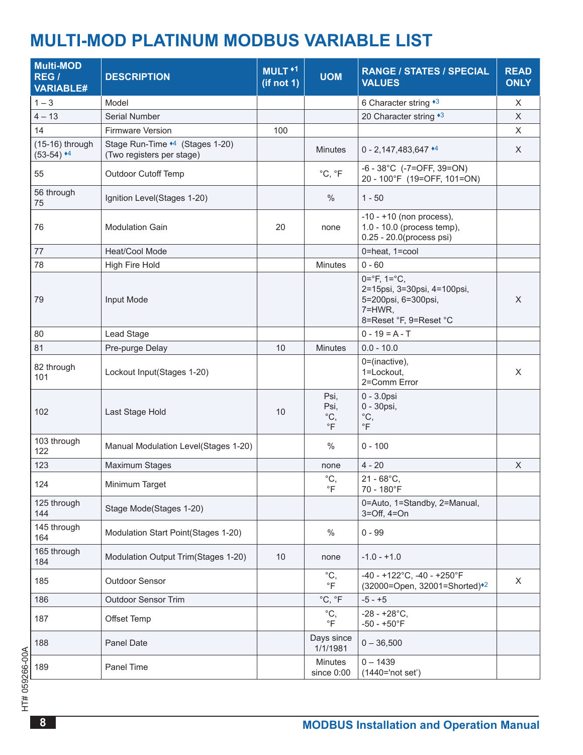# MULTI-MOD PLATINUM MODBUS VARIABLE LIST

| Multi-MOD REG / VARIABLE# | DESCRIPTION | MULT ♦1 (if not 1) | UOM | RANGE / STATES / SPECIAL VALUES | READ ONLY |
|---|---|---|---|---|---|
| 1 – 3 | Model | | | 6 Character string ♦3 | X |
| 4 – 13 | Serial Number | | | 20 Character string ♦3 | X |
| 14 | Firmware Version | 100 | | | X |
| (15-16) through (53-54) ♦4 | Stage Run-Time ♦4 (Stages 1-20) (Two registers per stage) | | Minutes | 0 - 2,147,483,647 ♦4 | X |
| 55 | Outdoor Cutoff Temp | | °C, °F | -6 - 38°C (-7=OFF, 39=ON) 20 - 100°F (19=OFF, 101=ON) | |
| 56 through 75 | Ignition Level(Stages 1-20) | | % | 1 - 50 | |
| 76 | Modulation Gain | 20 | none | -10 - +10 (non process), 1.0 - 10.0 (process temp), 0.25 - 20.0(process psi) | |
| 77 | Heat/Cool Mode | | | 0=heat, 1=cool | |
| 78 | High Fire Hold | | Minutes | 0 - 60 | |
| 79 | Input Mode | | | 0=°F, 1=°C, 2=15psi, 3=30psi, 4=100psi, 5=200psi, 6=300psi, 7=HWR, 8=Reset °F, 9=Reset °C | X |
| 80 | Lead Stage | | | 0 - 19 = A - T | |
| 81 | Pre-purge Delay | 10 | Minutes | 0.0 - 10.0 | |
| 82 through 101 | Lockout Input(Stages 1-20) | | | 0=(inactive), 1=Lockout, 2=Comm Error | X |
| 102 | Last Stage Hold | 10 | Psi, Psi, °C, °F | 0 - 3.0psi 0 - 30psi, °C, °F | |
| 103 through 122 | Manual Modulation Level(Stages 1-20) | | % | 0 - 100 | |
| 123 | Maximum Stages | | none | 4 - 20 | X |
| 124 | Minimum Target | | °C, °F | 21 - 68°C, 70 - 180°F | |
| 125 through 144 | Stage Mode(Stages 1-20) | | | 0=Auto, 1=Standby, 2=Manual, 3=Off, 4=On | |
| 145 through 164 | Modulation Start Point(Stages 1-20) | | % | 0 - 99 | |
| 165 through 184 | Modulation Output Trim(Stages 1-20) | 10 | none | -1.0 - +1.0 | |
| 185 | Outdoor Sensor | | °C, °F | -40 - +122°C, -40 - +250°F (32000=Open, 32001=Shorted)♦2 | X |
| 186 | Outdoor Sensor Trim | | °C, °F | -5 - +5 | |
| 187 | Offset Temp | | °C, °F | -28 - +28°C, -50 - +50°F | |
| 188 | Panel Date | | Days since 1/1/1981 | 0 – 36,500 | |
| 189 | Panel Time | | Minutes since 0:00 | 0 – 1439 (1440='not set') | |

HT# 059266-00A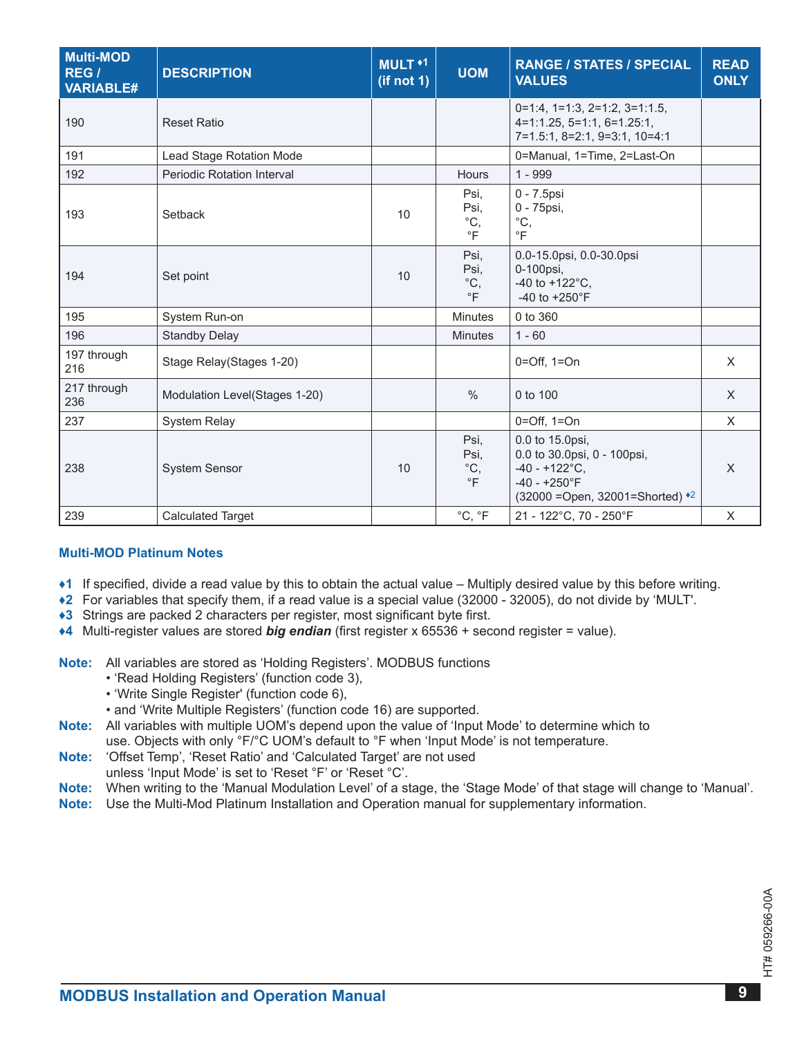| Multi-MOD REG / VARIABLE# | DESCRIPTION | MULT ♦1 (if not 1) | UOM | RANGE / STATES / SPECIAL VALUES | READ ONLY |
|---|---|---|---|---|---|
| 190 | Reset Ratio | | | 0=1:4, 1=1:3, 2=1:2, 3=1:1.5, 4=1:1.25, 5=1:1, 6=1.25:1, 7=1.5:1, 8=2:1, 9=3:1, 10=4:1 | |
| 191 | Lead Stage Rotation Mode | | | 0=Manual, 1=Time, 2=Last-On | |
| 192 | Periodic Rotation Interval | | Hours | 1 - 999 | |
| 193 | Setback | 10 | Psi, Psi, °C, °F | 0 - 7.5psi 0 - 75psi, °C, °F | |
| 194 | Set point | 10 | Psi, Psi, °C, °F | 0.0-15.0psi, 0.0-30.0psi 0-100psi, -40 to +122°C, -40 to +250°F | |
| 195 | System Run-on | | Minutes | 0 to 360 | |
| 196 | Standby Delay | | Minutes | 1 - 60 | |
| 197 through 216 | Stage Relay(Stages 1-20) | | | 0=Off, 1=On | X |
| 217 through 236 | Modulation Level(Stages 1-20) | | % | 0 to 100 | X |
| 237 | System Relay | | | 0=Off, 1=On | X |
| 238 | System Sensor | 10 | Psi, Psi, °C, °F | 0.0 to 15.0psi, 0.0 to 30.0psi, 0 - 100psi, -40 - +122°C, -40 - +250°F (32000 =Open, 32001=Shorted) ♦2 | X |
| 239 | Calculated Target | | °C, °F | 21 - 122°C, 70 - 250°F | X |

### Multi-MOD Platinum Notes

♦1 If specified, divide a read value by this to obtain the actual value – Multiply desired value by this before writing.
♦2 For variables that specify them, if a read value is a special value (32000 - 32005), do not divide by 'MULT'.
♦3 Strings are packed 2 characters per register, most significant byte first.
♦4 Multi-register values are stored ***big endian*** (first register x 65536 + second register = value).

**Note:** All variables are stored as 'Holding Registers'. MODBUS functions
- 'Read Holding Registers' (function code 3),
- 'Write Single Register' (function code 6),
- and 'Write Multiple Registers' (function code 16) are supported.

**Note:** All variables with multiple UOM's depend upon the value of 'Input Mode' to determine which to use. Objects with only °F/°C UOM's default to °F when 'Input Mode' is not temperature.

**Note:** 'Offset Temp', 'Reset Ratio' and 'Calculated Target' are not used unless 'Input Mode' is set to 'Reset °F' or 'Reset °C'.

**Note:** When writing to the 'Manual Modulation Level' of a stage, the 'Stage Mode' of that stage will change to 'Manual'.

**Note:** Use the Multi-Mod Platinum Installation and Operation manual for supplementary information.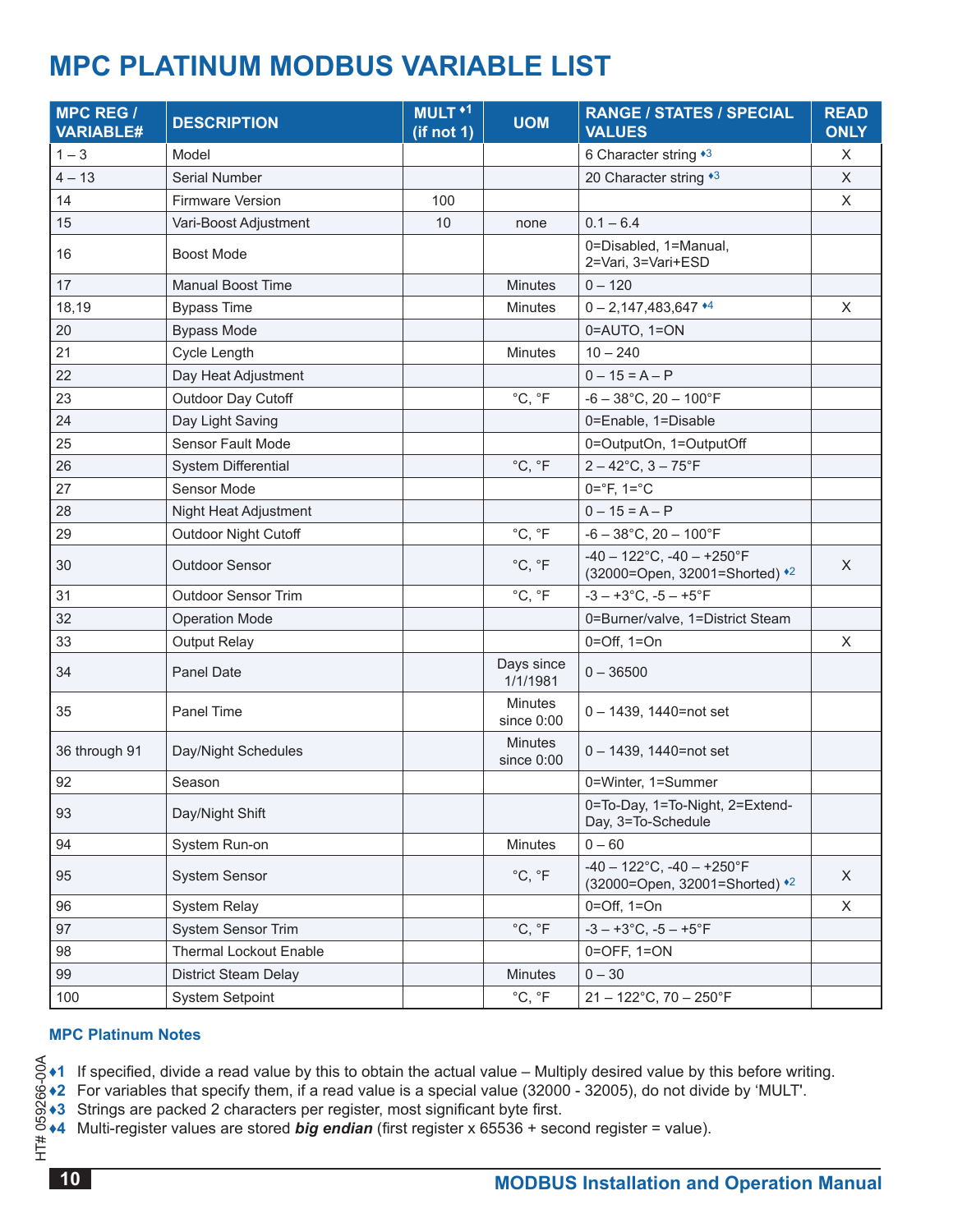# MPC PLATINUM MODBUS VARIABLE LIST

| MPC REG / VARIABLE# | DESCRIPTION | MULT ♦1 (if not 1) | UOM | RANGE / STATES / SPECIAL VALUES | READ ONLY |
|---|---|---|---|---|---|
| 1 – 3 | Model | | | 6 Character string ♦3 | X |
| 4 – 13 | Serial Number | | | 20 Character string ♦3 | X |
| 14 | Firmware Version | 100 | | | X |
| 15 | Vari-Boost Adjustment | 10 | none | 0.1 – 6.4 | |
| 16 | Boost Mode | | | 0=Disabled, 1=Manual, 2=Vari, 3=Vari+ESD | |
| 17 | Manual Boost Time | | Minutes | 0 – 120 | |
| 18,19 | Bypass Time | | Minutes | 0 – 2,147,483,647 ♦4 | X |
| 20 | Bypass Mode | | | 0=AUTO, 1=ON | |
| 21 | Cycle Length | | Minutes | 10 – 240 | |
| 22 | Day Heat Adjustment | | | 0 – 15 = A – P | |
| 23 | Outdoor Day Cutoff | | °C, °F | -6 – 38°C, 20 – 100°F | |
| 24 | Day Light Saving | | | 0=Enable, 1=Disable | |
| 25 | Sensor Fault Mode | | | 0=OutputOn, 1=OutputOff | |
| 26 | System Differential | | °C, °F | 2 – 42°C, 3 – 75°F | |
| 27 | Sensor Mode | | | 0=°F, 1=°C | |
| 28 | Night Heat Adjustment | | | 0 – 15 = A – P | |
| 29 | Outdoor Night Cutoff | | °C, °F | -6 – 38°C, 20 – 100°F | |
| 30 | Outdoor Sensor | | °C, °F | -40 – 122°C, -40 – +250°F (32000=Open, 32001=Shorted) ♦2 | X |
| 31 | Outdoor Sensor Trim | | °C, °F | -3 – +3°C, -5 – +5°F | |
| 32 | Operation Mode | | | 0=Burner/valve, 1=District Steam | |
| 33 | Output Relay | | | 0=Off, 1=On | X |
| 34 | Panel Date | | Days since 1/1/1981 | 0 – 36500 | |
| 35 | Panel Time | | Minutes since 0:00 | 0 – 1439, 1440=not set | |
| 36 through 91 | Day/Night Schedules | | Minutes since 0:00 | 0 – 1439, 1440=not set | |
| 92 | Season | | | 0=Winter, 1=Summer | |
| 93 | Day/Night Shift | | | 0=To-Day, 1=To-Night, 2=Extend-Day, 3=To-Schedule | |
| 94 | System Run-on | | Minutes | 0 – 60 | |
| 95 | System Sensor | | °C, °F | -40 – 122°C, -40 – +250°F (32000=Open, 32001=Shorted) ♦2 | X |
| 96 | System Relay | | | 0=Off, 1=On | X |
| 97 | System Sensor Trim | | °C, °F | -3 – +3°C, -5 – +5°F | |
| 98 | Thermal Lockout Enable | | | 0=OFF, 1=ON | |
| 99 | District Steam Delay | | Minutes | 0 – 30 | |
| 100 | System Setpoint | | °C, °F | 21 – 122°C, 70 – 250°F | |

### MPC Platinum Notes

- **♦1** If specified, divide a read value by this to obtain the actual value – Multiply desired value by this before writing.
- **♦2** For variables that specify them, if a read value is a special value (32000 - 32005), do not divide by 'MULT'.
- **♦3** Strings are packed 2 characters per register, most significant byte first.
- **♦4** Multi-register values are stored ***big endian*** (first register x 65536 + second register = value).

HT# 059266-00A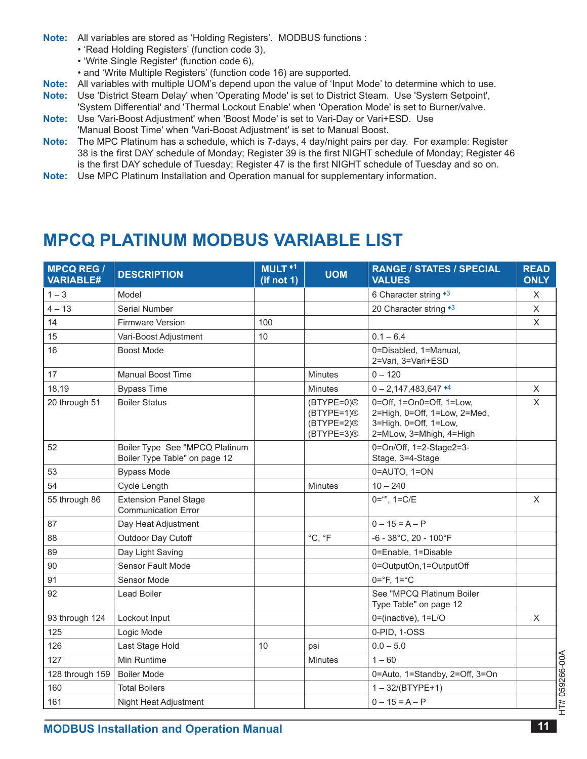**Note:** All variables are stored as 'Holding Registers'. MODBUS functions :

- 'Read Holding Registers' (function code 3),
- 'Write Single Register' (function code 6),
- and 'Write Multiple Registers' (function code 16) are supported.

**Note:** All variables with multiple UOM's depend upon the value of 'Input Mode' to determine which to use.

**Note:** Use 'District Steam Delay' when 'Operating Mode' is set to District Steam. Use 'System Setpoint', 'System Differential' and 'Thermal Lockout Enable' when 'Operation Mode' is set to Burner/valve.

**Note:** Use 'Vari-Boost Adjustment' when 'Boost Mode' is set to Vari-Day or Vari+ESD. Use 'Manual Boost Time' when 'Vari-Boost Adjustment' is set to Manual Boost.

**Note:** The MPC Platinum has a schedule, which is 7-days, 4 day/night pairs per day. For example: Register 38 is the first DAY schedule of Monday; Register 39 is the first NIGHT schedule of Monday; Register 46 is the first DAY schedule of Tuesday; Register 47 is the first NIGHT schedule of Tuesday and so on.

**Note:** Use MPC Platinum Installation and Operation manual for supplementary information.

# MPCQ PLATINUM MODBUS VARIABLE LIST

| MPCQ REG / VARIABLE# | DESCRIPTION | MULT ♦1 (if not 1) | UOM | RANGE / STATES / SPECIAL VALUES | READ ONLY |
|---|---|---|---|---|---|
| 1 – 3 | Model | | | 6 Character string ♦3 | X |
| 4 – 13 | Serial Number | | | 20 Character string ♦3 | X |
| 14 | Firmware Version | 100 | | | X |
| 15 | Vari-Boost Adjustment | 10 | | 0.1 – 6.4 | |
| 16 | Boost Mode | | | 0=Disabled, 1=Manual, 2=Vari, 3=Vari+ESD | |
| 17 | Manual Boost Time | | Minutes | 0 – 120 | |
| 18,19 | Bypass Time | | Minutes | 0 – 2,147,483,647 ♦4 | X |
| 20 through 51 | Boiler Status | | (BTYPE=0)® (BTYPE=1)® (BTYPE=2)® (BTYPE=3)® | 0=Off, 1=On0=Off, 1=Low, 2=High, 0=Off, 1=Low, 2=Med, 3=High, 0=Off, 1=Low, 2=MLow, 3=Mhigh, 4=High | X |
| 52 | Boiler Type See "MPCQ Platinum Boiler Type Table" on page 12 | | | 0=On/Off, 1=2-Stage2=3-Stage, 3=4-Stage | |
| 53 | Bypass Mode | | | 0=AUTO, 1=ON | |
| 54 | Cycle Length | | Minutes | 10 – 240 | |
| 55 through 86 | Extension Panel Stage Communication Error | | | 0="", 1=C/E | X |
| 87 | Day Heat Adjustment | | | 0 – 15 = A – P | |
| 88 | Outdoor Day Cutoff | | °C, °F | -6 - 38°C, 20 - 100°F | |
| 89 | Day Light Saving | | | 0=Enable, 1=Disable | |
| 90 | Sensor Fault Mode | | | 0=OutputOn,1=OutputOff | |
| 91 | Sensor Mode | | | 0=°F, 1=°C | |
| 92 | Lead Boiler | | | See "MPCQ Platinum Boiler Type Table" on page 12 | |
| 93 through 124 | Lockout Input | | | 0=(inactive), 1=L/O | X |
| 125 | Logic Mode | | | 0-PID, 1-OSS | |
| 126 | Last Stage Hold | 10 | psi | 0.0 – 5.0 | |
| 127 | Min Runtime | | Minutes | 1 – 60 | |
| 128 through 159 | Boiler Mode | | | 0=Auto, 1=Standby, 2=Off, 3=On | |
| 160 | Total Boilers | | | 1 – 32/(BTYPE+1) | |
| 161 | Night Heat Adjustment | | | 0 – 15 = A – P | |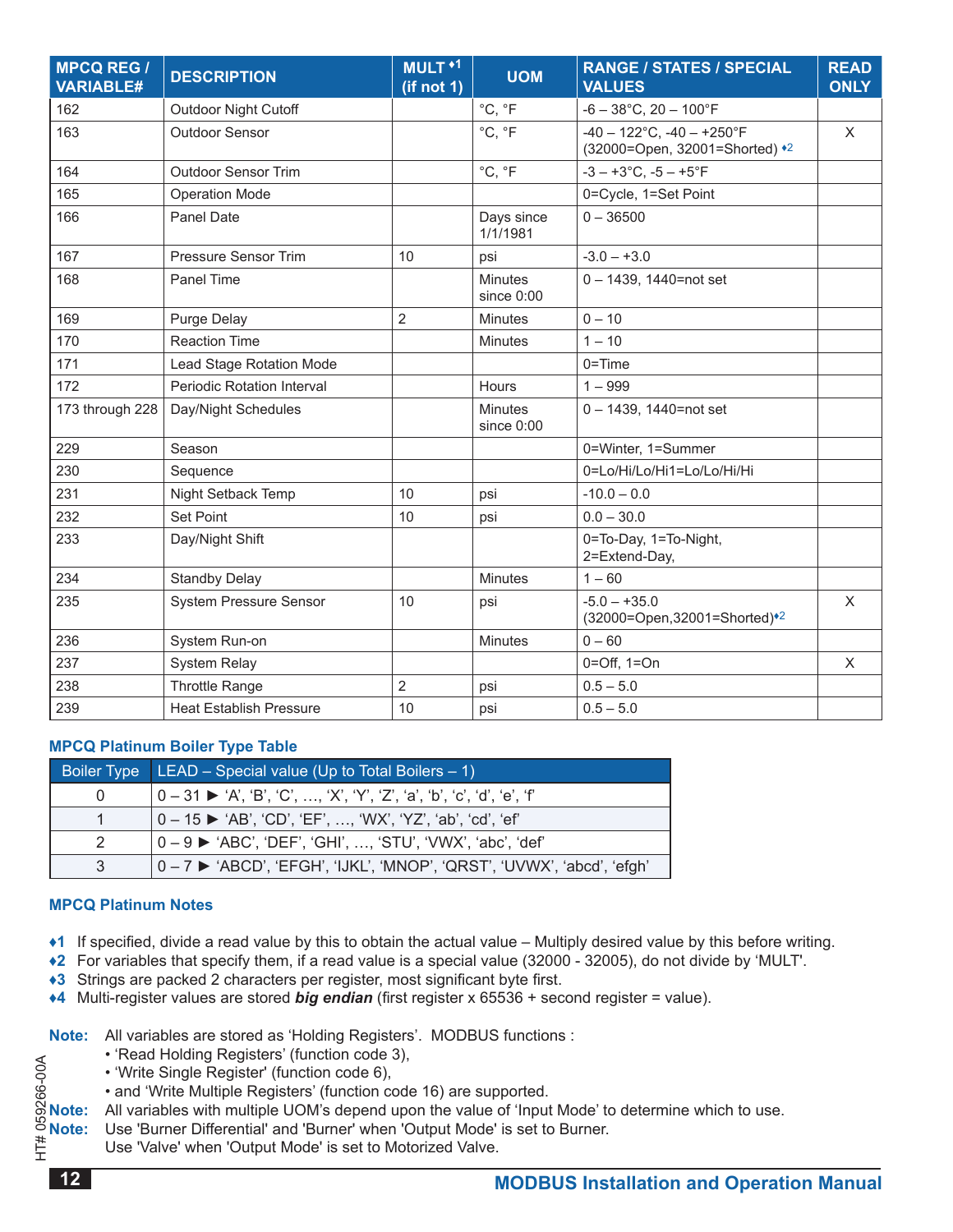| MPCQ REG / VARIABLE# | DESCRIPTION | MULT ♦1 (if not 1) | UOM | RANGE / STATES / SPECIAL VALUES | READ ONLY |
|---|---|---|---|---|---|
| 162 | Outdoor Night Cutoff | | °C, °F | -6 – 38°C, 20 – 100°F | |
| 163 | Outdoor Sensor | | °C, °F | -40 – 122°C, -40 – +250°F (32000=Open, 32001=Shorted) ♦2 | X |
| 164 | Outdoor Sensor Trim | | °C, °F | -3 – +3°C, -5 – +5°F | |
| 165 | Operation Mode | | | 0=Cycle, 1=Set Point | |
| 166 | Panel Date | | Days since 1/1/1981 | 0 – 36500 | |
| 167 | Pressure Sensor Trim | 10 | psi | -3.0 – +3.0 | |
| 168 | Panel Time | | Minutes since 0:00 | 0 – 1439, 1440=not set | |
| 169 | Purge Delay | 2 | Minutes | 0 – 10 | |
| 170 | Reaction Time | | Minutes | 1 – 10 | |
| 171 | Lead Stage Rotation Mode | | | 0=Time | |
| 172 | Periodic Rotation Interval | | Hours | 1 – 999 | |
| 173 through 228 | Day/Night Schedules | | Minutes since 0:00 | 0 – 1439, 1440=not set | |
| 229 | Season | | | 0=Winter, 1=Summer | |
| 230 | Sequence | | | 0=Lo/Hi/Lo/Hi1=Lo/Lo/Hi/Hi | |
| 231 | Night Setback Temp | 10 | psi | -10.0 – 0.0 | |
| 232 | Set Point | 10 | psi | 0.0 – 30.0 | |
| 233 | Day/Night Shift | | | 0=To-Day, 1=To-Night, 2=Extend-Day, | |
| 234 | Standby Delay | | Minutes | 1 – 60 | |
| 235 | System Pressure Sensor | 10 | psi | -5.0 – +35.0 (32000=Open,32001=Shorted)♦2 | X |
| 236 | System Run-on | | Minutes | 0 – 60 | |
| 237 | System Relay | | | 0=Off, 1=On | X |
| 238 | Throttle Range | 2 | psi | 0.5 – 5.0 | |
| 239 | Heat Establish Pressure | 10 | psi | 0.5 – 5.0 | |

### MPCQ Platinum Boiler Type Table

| Boiler Type | LEAD – Special value (Up to Total Boilers – 1) |
|---|---|
| 0 | 0 – 31 ► 'A', 'B', 'C', …, 'X', 'Y', 'Z', 'a', 'b', 'c', 'd', 'e', 'f' |
| 1 | 0 – 15 ► 'AB', 'CD', 'EF', …, 'WX', 'YZ', 'ab', 'cd', 'ef' |
| 2 | 0 – 9 ► 'ABC', 'DEF', 'GHI', …, 'STU', 'VWX', 'abc', 'def' |
| 3 | 0 – 7 ► 'ABCD', 'EFGH', 'IJKL', 'MNOP', 'QRST', 'UVWX', 'abcd', 'efgh' |

### MPCQ Platinum Notes

♦1 If specified, divide a read value by this to obtain the actual value – Multiply desired value by this before writing.
♦2 For variables that specify them, if a read value is a special value (32000 - 32005), do not divide by 'MULT'.
♦3 Strings are packed 2 characters per register, most significant byte first.
♦4 Multi-register values are stored ***big endian*** (first register x 65536 + second register = value).

**Note:** All variables are stored as 'Holding Registers'. MODBUS functions :
- 'Read Holding Registers' (function code 3),
- 'Write Single Register' (function code 6),
- and 'Write Multiple Registers' (function code 16) are supported.

**Note:** All variables with multiple UOM's depend upon the value of 'Input Mode' to determine which to use.

**Note:** Use 'Burner Differential' and 'Burner' when 'Output Mode' is set to Burner.
Use 'Valve' when 'Output Mode' is set to Motorized Valve.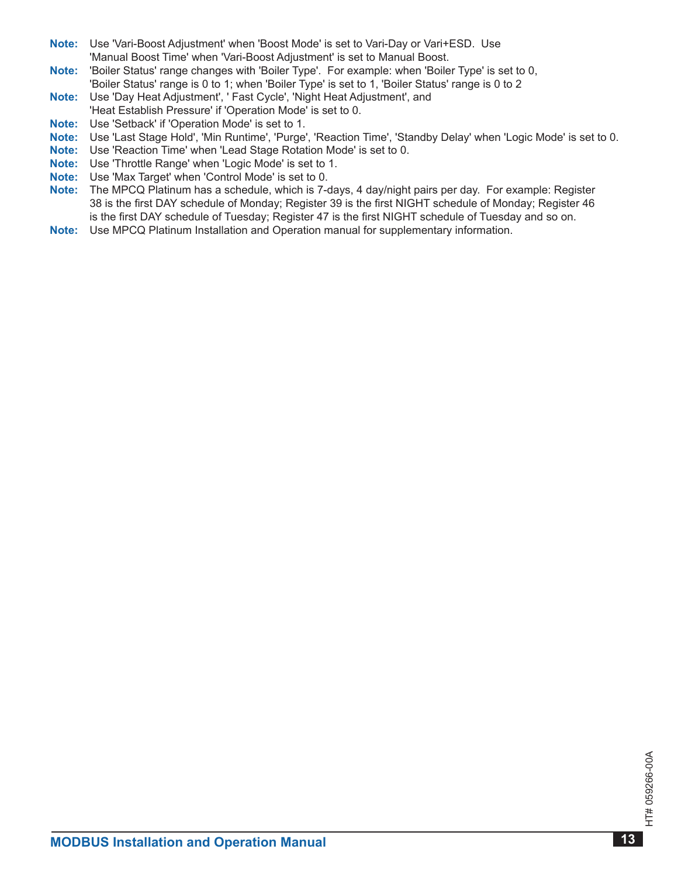**Note:** Use 'Vari-Boost Adjustment' when 'Boost Mode' is set to Vari-Day or Vari+ESD. Use 'Manual Boost Time' when 'Vari-Boost Adjustment' is set to Manual Boost.

**Note:** 'Boiler Status' range changes with 'Boiler Type'. For example: when 'Boiler Type' is set to 0, 'Boiler Status' range is 0 to 1; when 'Boiler Type' is set to 1, 'Boiler Status' range is 0 to 2

**Note:** Use 'Day Heat Adjustment', ' Fast Cycle', 'Night Heat Adjustment', and 'Heat Establish Pressure' if 'Operation Mode' is set to 0.

**Note:** Use 'Setback' if 'Operation Mode' is set to 1.

**Note:** Use 'Last Stage Hold', 'Min Runtime', 'Purge', 'Reaction Time', 'Standby Delay' when 'Logic Mode' is set to 0.

**Note:** Use 'Reaction Time' when 'Lead Stage Rotation Mode' is set to 0.

**Note:** Use 'Throttle Range' when 'Logic Mode' is set to 1.

**Note:** Use 'Max Target' when 'Control Mode' is set to 0.

**Note:** The MPCQ Platinum has a schedule, which is 7-days, 4 day/night pairs per day. For example: Register 38 is the first DAY schedule of Monday; Register 39 is the first NIGHT schedule of Monday; Register 46 is the first DAY schedule of Tuesday; Register 47 is the first NIGHT schedule of Tuesday and so on.

**Note:** Use MPCQ Platinum Installation and Operation manual for supplementary information.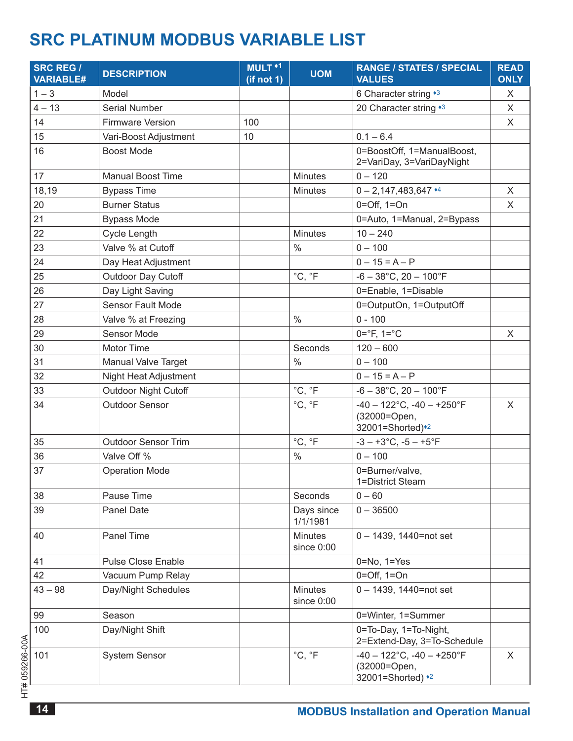# SRC PLATINUM MODBUS VARIABLE LIST

| SRC REG / VARIABLE# | DESCRIPTION | MULT ♦1 (if not 1) | UOM | RANGE / STATES / SPECIAL VALUES | READ ONLY |
|---|---|---|---|---|---|
| 1 – 3 | Model | | | 6 Character string ♦3 | X |
| 4 – 13 | Serial Number | | | 20 Character string ♦3 | X |
| 14 | Firmware Version | 100 | | | X |
| 15 | Vari-Boost Adjustment | 10 | | 0.1 – 6.4 | |
| 16 | Boost Mode | | | 0=BoostOff, 1=ManualBoost, 2=VariDay, 3=VariDayNight | |
| 17 | Manual Boost Time | | Minutes | 0 – 120 | |
| 18,19 | Bypass Time | | Minutes | 0 – 2,147,483,647 ♦4 | X |
| 20 | Burner Status | | | 0=Off, 1=On | X |
| 21 | Bypass Mode | | | 0=Auto, 1=Manual, 2=Bypass | |
| 22 | Cycle Length | | Minutes | 10 – 240 | |
| 23 | Valve % at Cutoff | | % | 0 – 100 | |
| 24 | Day Heat Adjustment | | | 0 – 15 = A – P | |
| 25 | Outdoor Day Cutoff | | °C, °F | -6 – 38°C, 20 – 100°F | |
| 26 | Day Light Saving | | | 0=Enable, 1=Disable | |
| 27 | Sensor Fault Mode | | | 0=OutputOn, 1=OutputOff | |
| 28 | Valve % at Freezing | | % | 0 - 100 | |
| 29 | Sensor Mode | | | 0=°F, 1=°C | X |
| 30 | Motor Time | | Seconds | 120 – 600 | |
| 31 | Manual Valve Target | | % | 0 – 100 | |
| 32 | Night Heat Adjustment | | | 0 – 15 = A – P | |
| 33 | Outdoor Night Cutoff | | °C, °F | -6 – 38°C, 20 – 100°F | |
| 34 | Outdoor Sensor | | °C, °F | -40 – 122°C, -40 – +250°F (32000=Open, 32001=Shorted)♦2 | X |
| 35 | Outdoor Sensor Trim | | °C, °F | -3 – +3°C, -5 – +5°F | |
| 36 | Valve Off % | | % | 0 – 100 | |
| 37 | Operation Mode | | | 0=Burner/valve, 1=District Steam | |
| 38 | Pause Time | | Seconds | 0 – 60 | |
| 39 | Panel Date | | Days since 1/1/1981 | 0 – 36500 | |
| 40 | Panel Time | | Minutes since 0:00 | 0 – 1439, 1440=not set | |
| 41 | Pulse Close Enable | | | 0=No, 1=Yes | |
| 42 | Vacuum Pump Relay | | | 0=Off, 1=On | |
| 43 – 98 | Day/Night Schedules | | Minutes since 0:00 | 0 – 1439, 1440=not set | |
| 99 | Season | | | 0=Winter, 1=Summer | |
| 100 | Day/Night Shift | | | 0=To-Day, 1=To-Night, 2=Extend-Day, 3=To-Schedule | |
| 101 | System Sensor | | °C, °F | -40 – 122°C, -40 – +250°F (32000=Open, 32001=Shorted) ♦2 | X |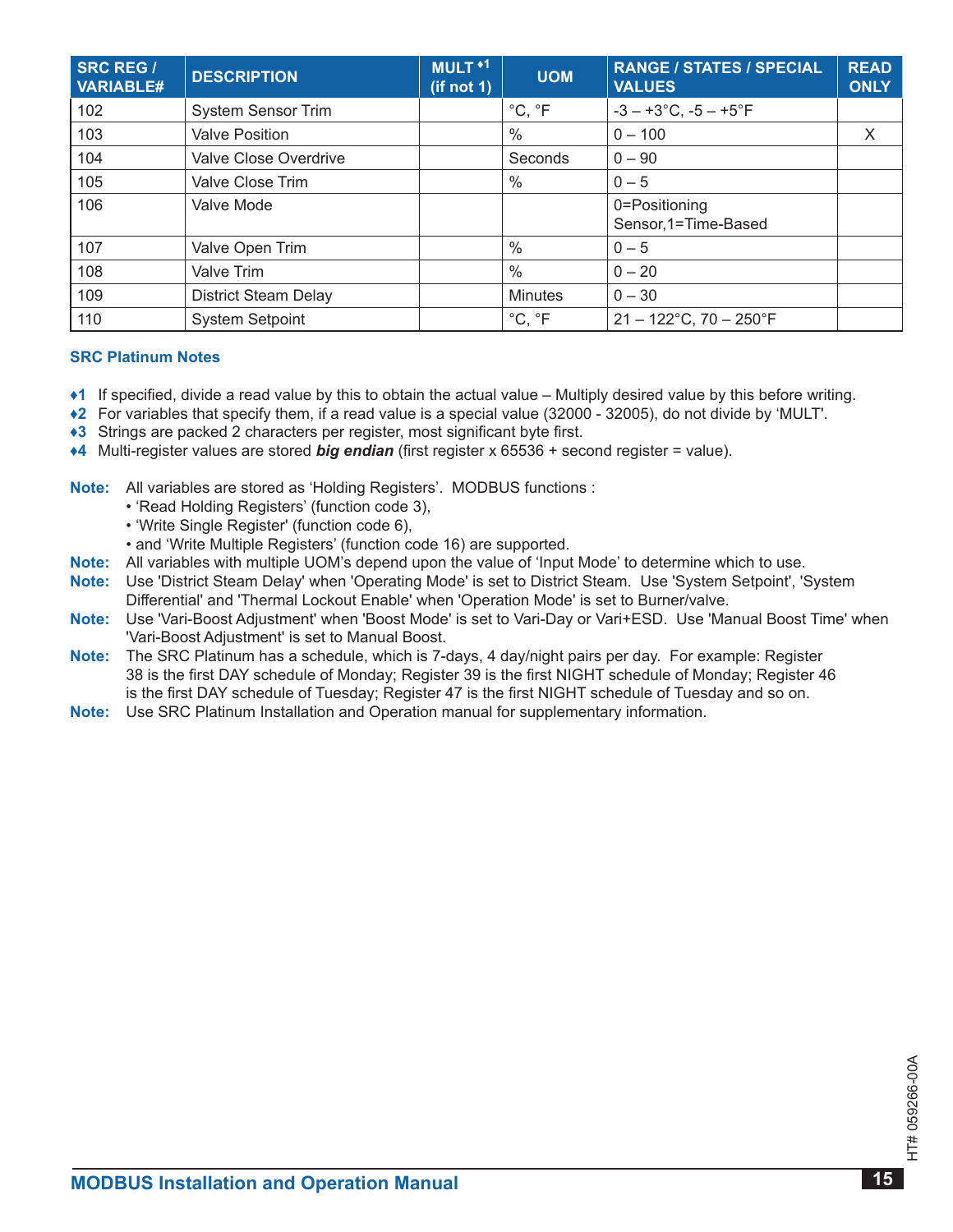| SRC REG / VARIABLE# | DESCRIPTION | MULT ♦1 (if not 1) | UOM | RANGE / STATES / SPECIAL VALUES | READ ONLY |
|---|---|---|---|---|---|
| 102 | System Sensor Trim | | °C, °F | -3 – +3°C, -5 – +5°F | |
| 103 | Valve Position | | % | 0 – 100 | X |
| 104 | Valve Close Overdrive | | Seconds | 0 – 90 | |
| 105 | Valve Close Trim | | % | 0 – 5 | |
| 106 | Valve Mode | | | 0=Positioning Sensor,1=Time-Based | |
| 107 | Valve Open Trim | | % | 0 – 5 | |
| 108 | Valve Trim | | % | 0 – 20 | |
| 109 | District Steam Delay | | Minutes | 0 – 30 | |
| 110 | System Setpoint | | °C, °F | 21 – 122°C, 70 – 250°F | |

**SRC Platinum Notes**

**♦1** If specified, divide a read value by this to obtain the actual value – Multiply desired value by this before writing.
**♦2** For variables that specify them, if a read value is a special value (32000 - 32005), do not divide by 'MULT'.
**♦3** Strings are packed 2 characters per register, most significant byte first.
**♦4** Multi-register values are stored ***big endian*** (first register x 65536 + second register = value).

**Note:** All variables are stored as 'Holding Registers'. MODBUS functions :
- 'Read Holding Registers' (function code 3),
- 'Write Single Register' (function code 6),
- and 'Write Multiple Registers' (function code 16) are supported.

**Note:** All variables with multiple UOM's depend upon the value of 'Input Mode' to determine which to use.

**Note:** Use 'District Steam Delay' when 'Operating Mode' is set to District Steam. Use 'System Setpoint', 'System Differential' and 'Thermal Lockout Enable' when 'Operation Mode' is set to Burner/valve.

**Note:** Use 'Vari-Boost Adjustment' when 'Boost Mode' is set to Vari-Day or Vari+ESD. Use 'Manual Boost Time' when 'Vari-Boost Adjustment' is set to Manual Boost.

**Note:** The SRC Platinum has a schedule, which is 7-days, 4 day/night pairs per day. For example: Register 38 is the first DAY schedule of Monday; Register 39 is the first NIGHT schedule of Monday; Register 46 is the first DAY schedule of Tuesday; Register 47 is the first NIGHT schedule of Tuesday and so on.

**Note:** Use SRC Platinum Installation and Operation manual for supplementary information.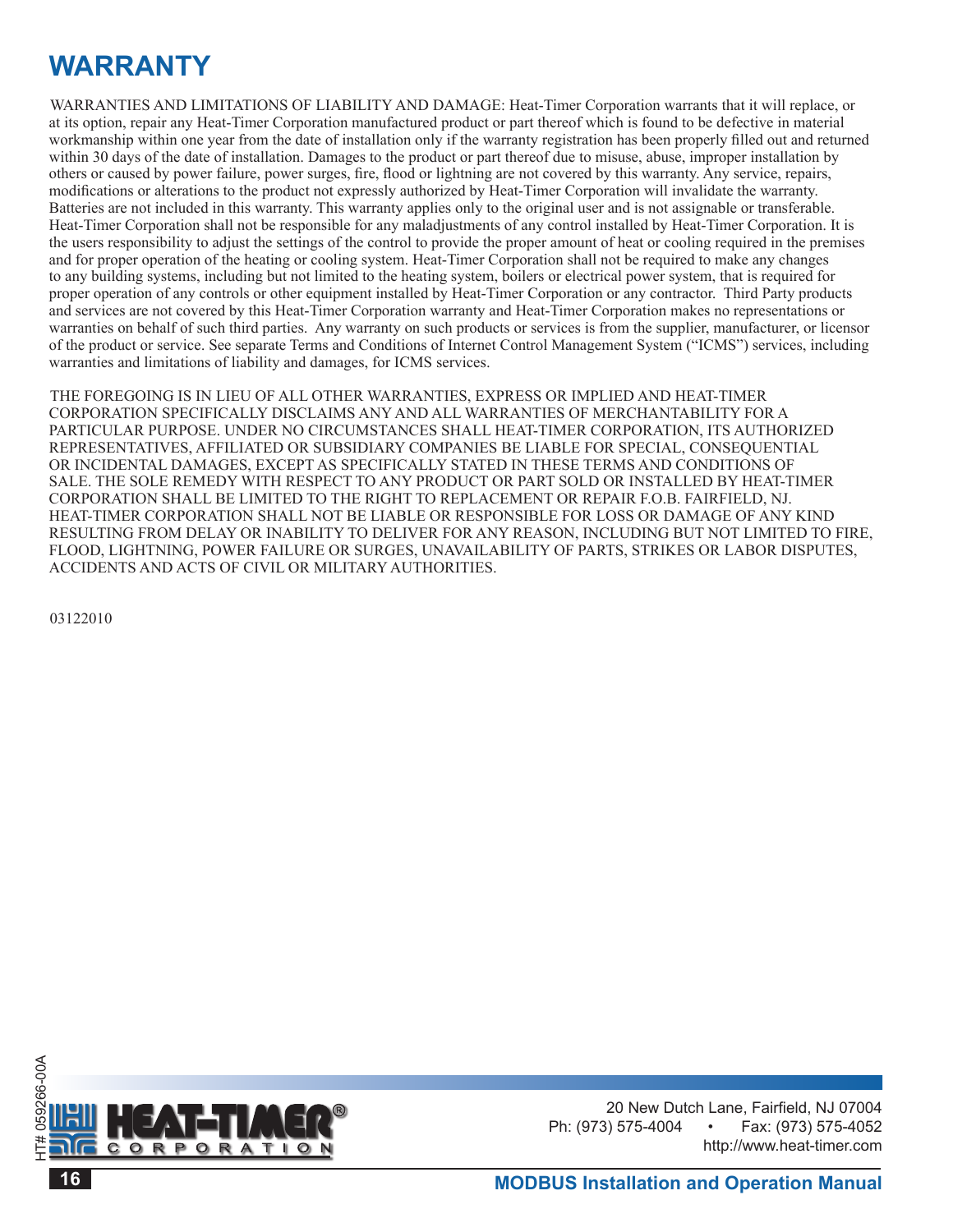# WARRANTY

WARRANTIES AND LIMITATIONS OF LIABILITY AND DAMAGE: Heat-Timer Corporation warrants that it will replace, or at its option, repair any Heat-Timer Corporation manufactured product or part thereof which is found to be defective in material workmanship within one year from the date of installation only if the warranty registration has been properly filled out and returned within 30 days of the date of installation. Damages to the product or part thereof due to misuse, abuse, improper installation by others or caused by power failure, power surges, fire, flood or lightning are not covered by this warranty. Any service, repairs, modifications or alterations to the product not expressly authorized by Heat-Timer Corporation will invalidate the warranty. Batteries are not included in this warranty. This warranty applies only to the original user and is not assignable or transferable. Heat-Timer Corporation shall not be responsible for any maladjustments of any control installed by Heat-Timer Corporation. It is the users responsibility to adjust the settings of the control to provide the proper amount of heat or cooling required in the premises and for proper operation of the heating or cooling system. Heat-Timer Corporation shall not be required to make any changes to any building systems, including but not limited to the heating system, boilers or electrical power system, that is required for proper operation of any controls or other equipment installed by Heat-Timer Corporation or any contractor. Third Party products and services are not covered by this Heat-Timer Corporation warranty and Heat-Timer Corporation makes no representations or warranties on behalf of such third parties. Any warranty on such products or services is from the supplier, manufacturer, or licensor of the product or service. See separate Terms and Conditions of Internet Control Management System ("ICMS") services, including warranties and limitations of liability and damages, for ICMS services.

THE FOREGOING IS IN LIEU OF ALL OTHER WARRANTIES, EXPRESS OR IMPLIED AND HEAT-TIMER CORPORATION SPECIFICALLY DISCLAIMS ANY AND ALL WARRANTIES OF MERCHANTABILITY FOR A PARTICULAR PURPOSE. UNDER NO CIRCUMSTANCES SHALL HEAT-TIMER CORPORATION, ITS AUTHORIZED REPRESENTATIVES, AFFILIATED OR SUBSIDIARY COMPANIES BE LIABLE FOR SPECIAL, CONSEQUENTIAL OR INCIDENTAL DAMAGES, EXCEPT AS SPECIFICALLY STATED IN THESE TERMS AND CONDITIONS OF SALE. THE SOLE REMEDY WITH RESPECT TO ANY PRODUCT OR PART SOLD OR INSTALLED BY HEAT-TIMER CORPORATION SHALL BE LIMITED TO THE RIGHT TO REPLACEMENT OR REPAIR F.O.B. FAIRFIELD, NJ. HEAT-TIMER CORPORATION SHALL NOT BE LIABLE OR RESPONSIBLE FOR LOSS OR DAMAGE OF ANY KIND RESULTING FROM DELAY OR INABILITY TO DELIVER FOR ANY REASON, INCLUDING BUT NOT LIMITED TO FIRE, FLOOD, LIGHTNING, POWER FAILURE OR SURGES, UNAVAILABILITY OF PARTS, STRIKES OR LABOR DISPUTES, ACCIDENTS AND ACTS OF CIVIL OR MILITARY AUTHORITIES.

03122010

HT# 059266-00A

HEAT-TIMER® CORPORATION

20 New Dutch Lane, Fairfield, NJ 07004
Ph: (973) 575-4004 • Fax: (973) 575-4052
http://www.heat-timer.com